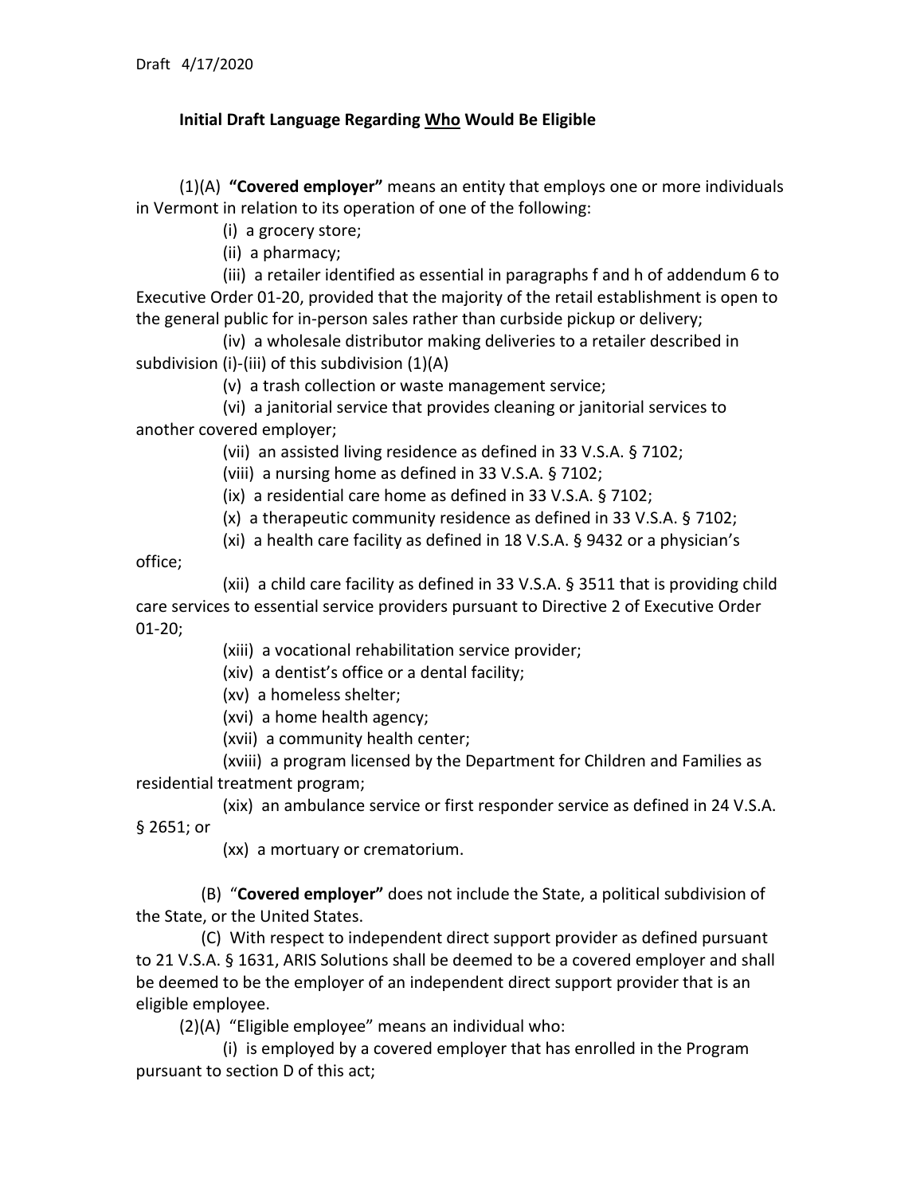Draft 4/17/2020

**Initial Draft Language Regarding Who Would Be Eligible**

(1)(A) **"Covered employer"** means an entity that employs one or more individuals in Vermont in relation to its operation of one of the following:

(i) a grocery store;

(ii) a pharmacy;

(iii) a retailer identified as essential in paragraphs f and h of addendum 6 to Executive Order 01-20, provided that the majority of the retail establishment is open to the general public for in-person sales rather than curbside pickup or delivery;

(iv) a wholesale distributor making deliveries to a retailer described in subdivision (i)-(iii) of this subdivision (1)(A)

(v) a trash collection or waste management service;

(vi) a janitorial service that provides cleaning or janitorial services to another covered employer;

(vii) an assisted living residence as defined in 33 V.S.A. § 7102;

(viii) a nursing home as defined in 33 V.S.A. § 7102;

(ix) a residential care home as defined in 33 V.S.A. § 7102;

(x) a therapeutic community residence as defined in 33 V.S.A. § 7102;

(xi) a health care facility as defined in 18 V.S.A. § 9432 or a physician's office;

(xii) a child care facility as defined in 33 V.S.A. § 3511 that is providing child care services to essential service providers pursuant to Directive 2 of Executive Order 01-20;

(xiii) a vocational rehabilitation service provider;

(xiv) a dentist's office or a dental facility;

(xv) a homeless shelter;

(xvi) a home health agency;

(xvii) a community health center;

(xviii) a program licensed by the Department for Children and Families as residential treatment program;

(xix) an ambulance service or first responder service as defined in 24 V.S.A. § 2651; or

(xx) a mortuary or crematorium.

(B) "**Covered employer"** does not include the State, a political subdivision of the State, or the United States.

(C) With respect to independent direct support provider as defined pursuant to 21 V.S.A. § 1631, ARIS Solutions shall be deemed to be a covered employer and shall be deemed to be the employer of an independent direct support provider that is an eligible employee.

(2)(A) "Eligible employee" means an individual who:

(i) is employed by a covered employer that has enrolled in the Program pursuant to section D of this act;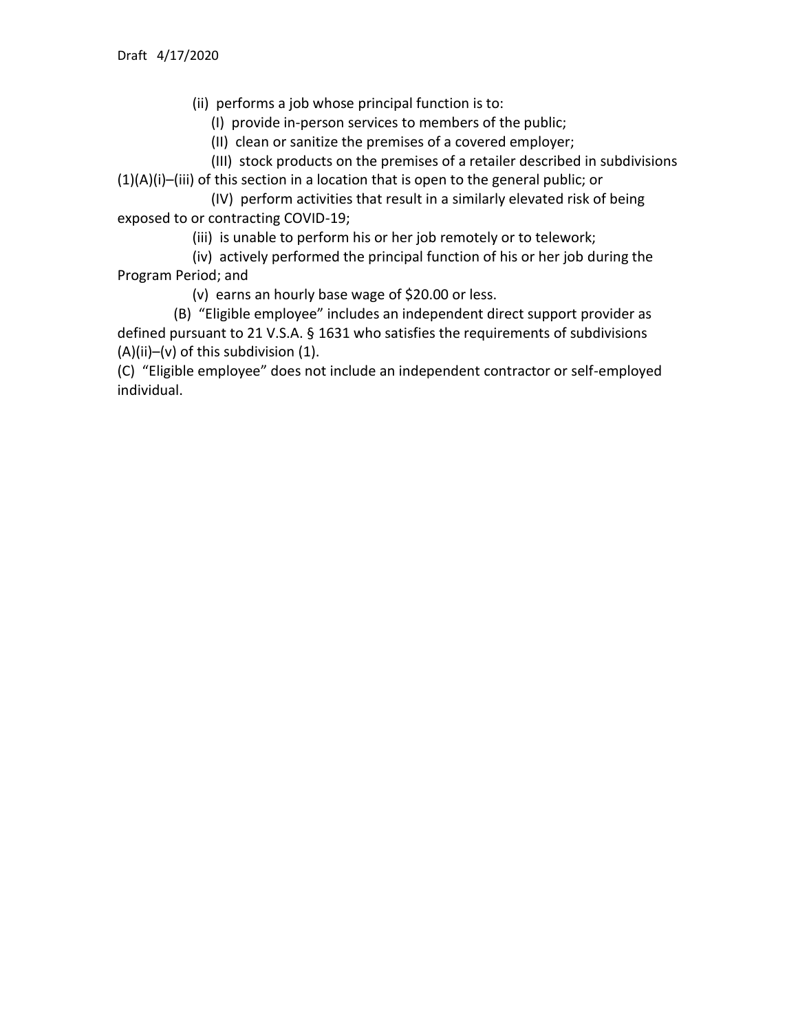(ii) performs a job whose principal function is to:

(I) provide in-person services to members of the public;

(II) clean or sanitize the premises of a covered employer;

(III) stock products on the premises of a retailer described in subdivisions (1)(A)(i)–(iii) of this section in a location that is open to the general public; or

(IV) perform activities that result in a similarly elevated risk of being exposed to or contracting COVID-19;

(iii) is unable to perform his or her job remotely or to telework;

(iv) actively performed the principal function of his or her job during the Program Period; and

(v) earns an hourly base wage of $20.00 or less.

(B) "Eligible employee" includes an independent direct support provider as defined pursuant to 21 V.S.A. § 1631 who satisfies the requirements of subdivisions (A)(ii)–(v) of this subdivision (1).

(C) "Eligible employee" does not include an independent contractor or self-employed individual.